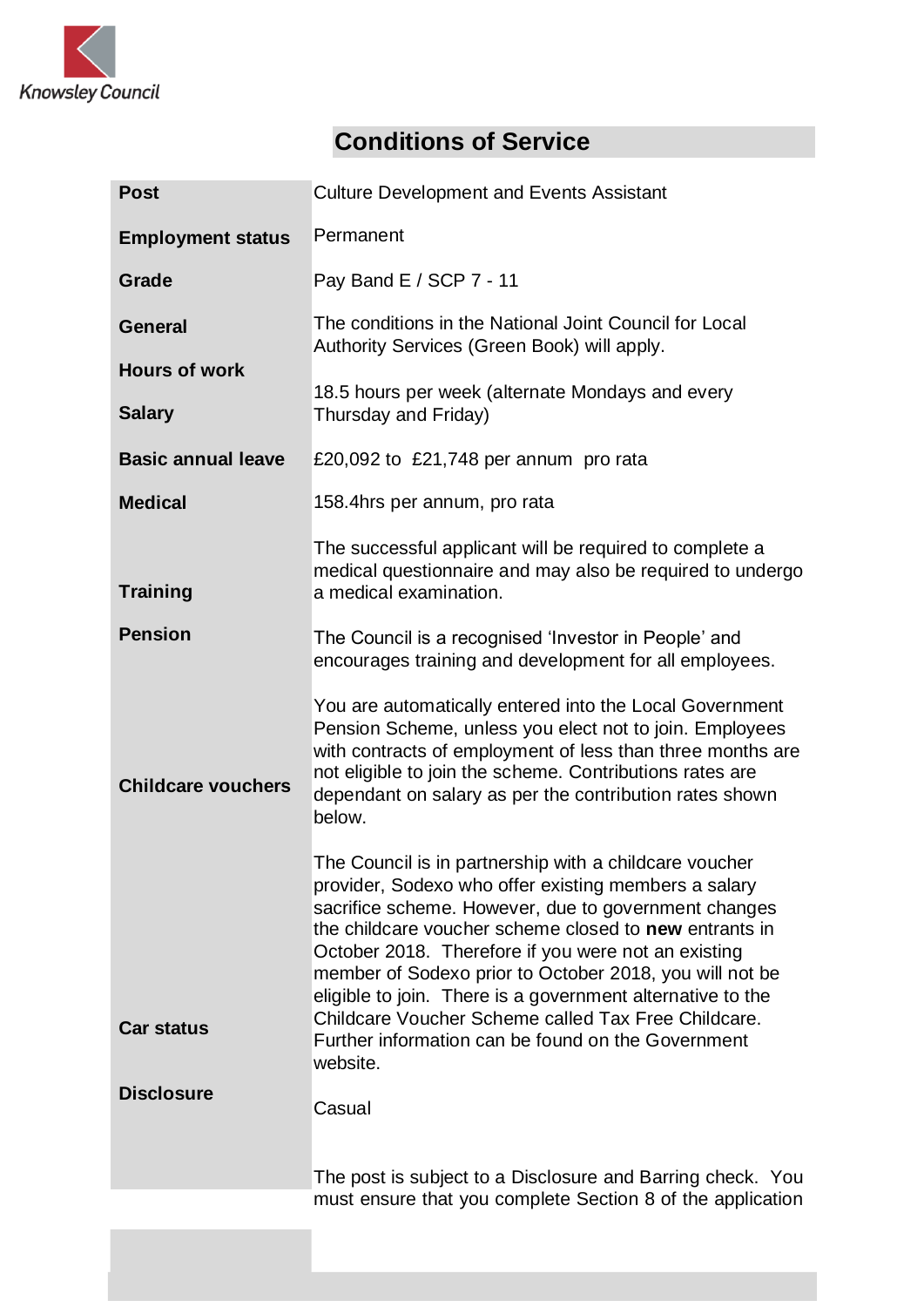## Conditions of Service

| | |
|---|---|
| **Post** | Culture Development and Events Assistant |
| **Employment status** | Permanent |
| **Grade** | Pay Band E / SCP 7 - 11 |
| **General** | The conditions in the National Joint Council for Local Authority Services (Green Book) will apply. |
| **Hours of work** | 18.5 hours per week (alternate Mondays and every Thursday and Friday) |
| **Salary** | £20,092 to £21,748 per annum pro rata |
| **Basic annual leave** | 158.4hrs per annum, pro rata |
| **Medical** | The successful applicant will be required to complete a medical questionnaire and may also be required to undergo a medical examination. |
| **Training** | The Council is a recognised 'Investor in People' and encourages training and development for all employees. |
| **Pension** | You are automatically entered into the Local Government Pension Scheme, unless you elect not to join. Employees with contracts of employment of less than three months are not eligible to join the scheme. Contributions rates are dependant on salary as per the contribution rates shown below. |
| **Childcare vouchers** | The Council is in partnership with a childcare voucher provider, Sodexo who offer existing members a salary sacrifice scheme. However, due to government changes the childcare voucher scheme closed to **new** entrants in October 2018. Therefore if you were not an existing member of Sodexo prior to October 2018, you will not be eligible to join. There is a government alternative to the Childcare Voucher Scheme called Tax Free Childcare. Further information can be found on the Government website. |
| **Car status** | Casual |
| **Disclosure** | The post is subject to a Disclosure and Barring check. You must ensure that you complete Section 8 of the application |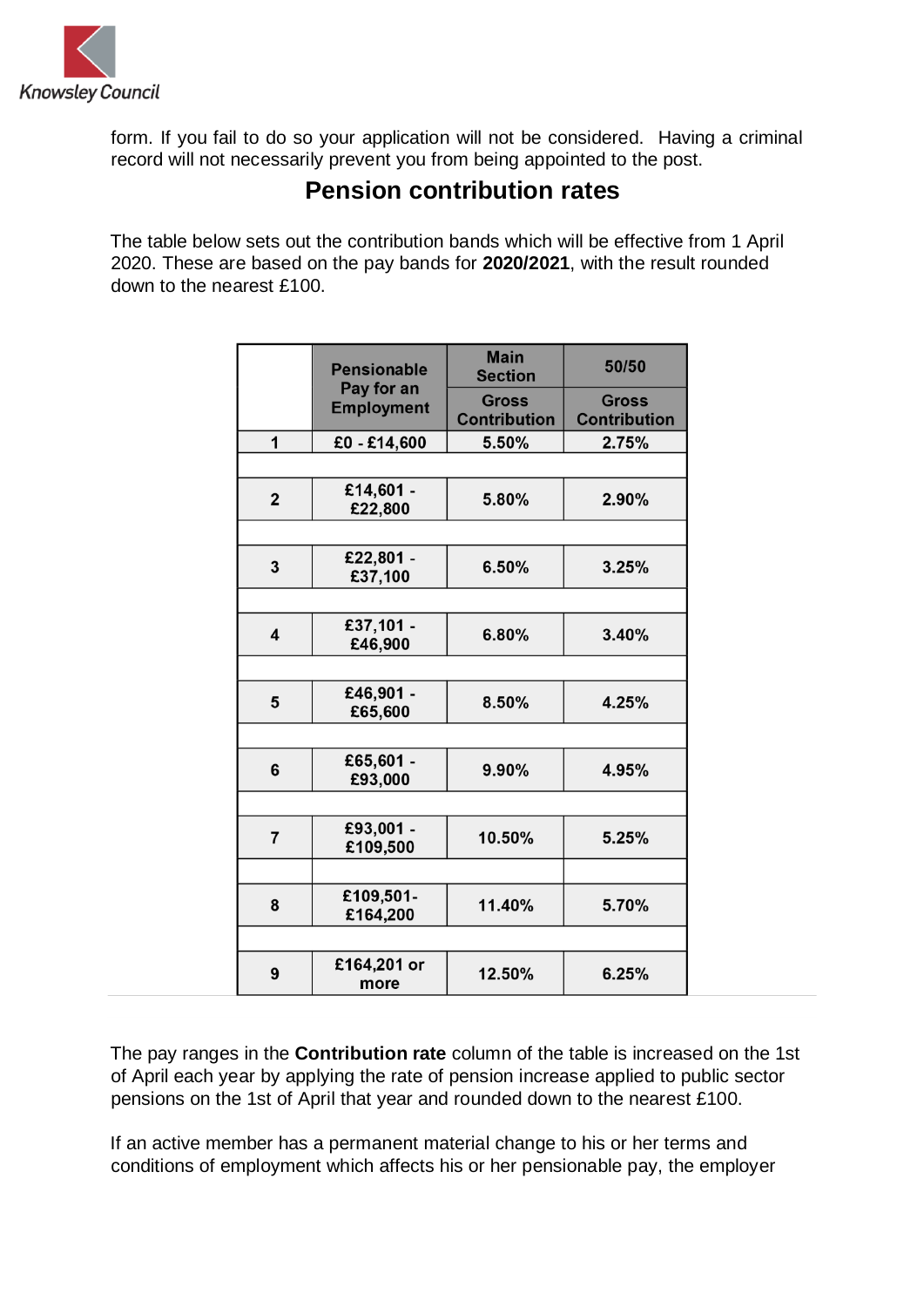form. If you fail to do so your application will not be considered. Having a criminal record will not necessarily prevent you from being appointed to the post.

## Pension contribution rates

The table below sets out the contribution bands which will be effective from 1 April 2020. These are based on the pay bands for **2020/2021**, with the result rounded down to the nearest £100.

| | Pensionable Pay for an Employment | Main Section | 50/50 |
|---|---|---|---|
| | | Gross Contribution | Gross Contribution |
| 1 | £0 - £14,600 | 5.50% | 2.75% |
| 2 | £14,601 - £22,800 | 5.80% | 2.90% |
| 3 | £22,801 - £37,100 | 6.50% | 3.25% |
| 4 | £37,101 - £46,900 | 6.80% | 3.40% |
| 5 | £46,901 - £65,600 | 8.50% | 4.25% |
| 6 | £65,601 - £93,000 | 9.90% | 4.95% |
| 7 | £93,001 - £109,500 | 10.50% | 5.25% |
| 8 | £109,501- £164,200 | 11.40% | 5.70% |
| 9 | £164,201 or more | 12.50% | 6.25% |

The pay ranges in the **Contribution rate** column of the table is increased on the 1st of April each year by applying the rate of pension increase applied to public sector pensions on the 1st of April that year and rounded down to the nearest £100.

If an active member has a permanent material change to his or her terms and conditions of employment which affects his or her pensionable pay, the employer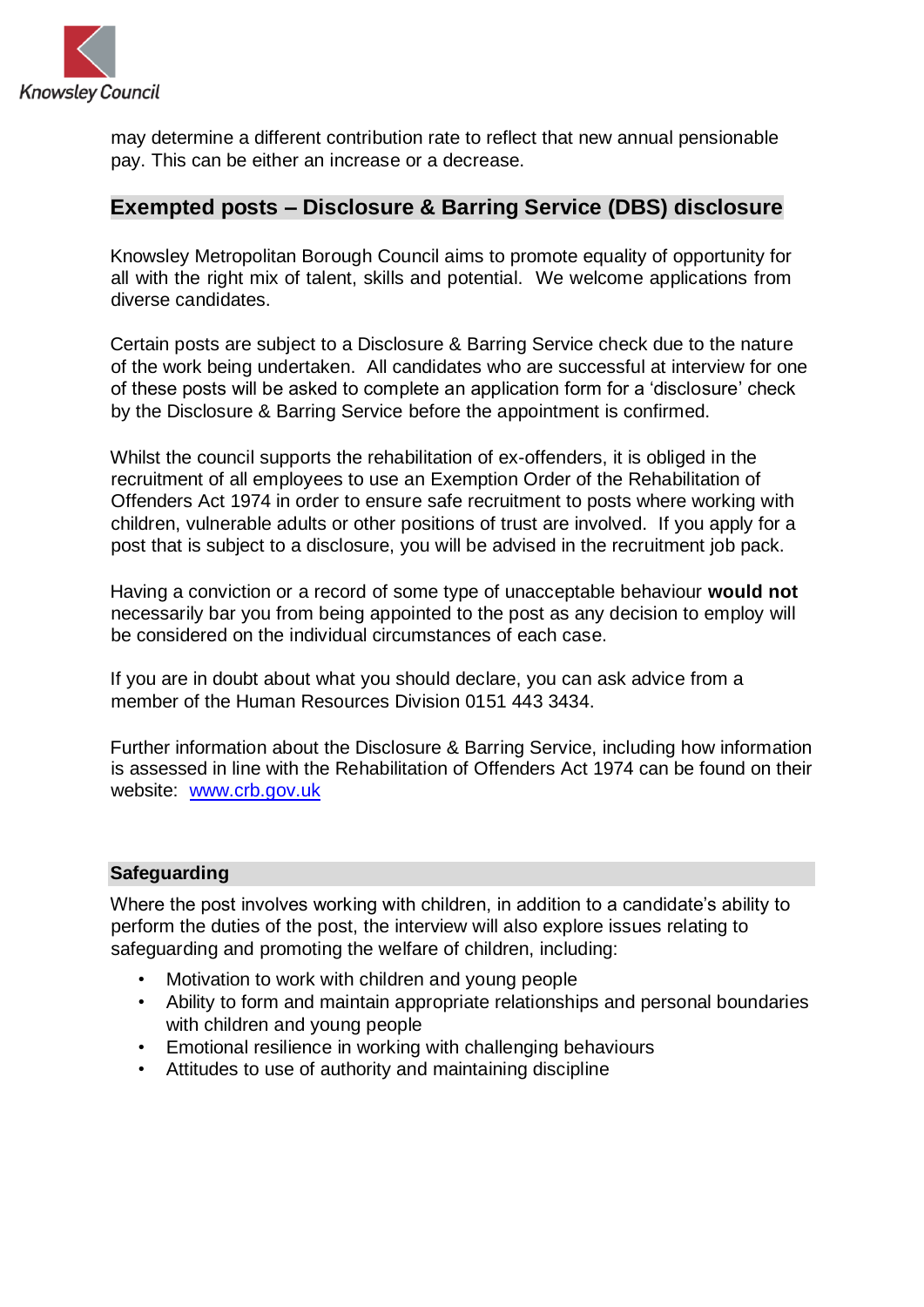may determine a different contribution rate to reflect that new annual pensionable pay. This can be either an increase or a decrease.

## Exempted posts – Disclosure & Barring Service (DBS) disclosure

Knowsley Metropolitan Borough Council aims to promote equality of opportunity for all with the right mix of talent, skills and potential. We welcome applications from diverse candidates.

Certain posts are subject to a Disclosure & Barring Service check due to the nature of the work being undertaken. All candidates who are successful at interview for one of these posts will be asked to complete an application form for a 'disclosure' check by the Disclosure & Barring Service before the appointment is confirmed.

Whilst the council supports the rehabilitation of ex-offenders, it is obliged in the recruitment of all employees to use an Exemption Order of the Rehabilitation of Offenders Act 1974 in order to ensure safe recruitment to posts where working with children, vulnerable adults or other positions of trust are involved. If you apply for a post that is subject to a disclosure, you will be advised in the recruitment job pack.

Having a conviction or a record of some type of unacceptable behaviour **would not** necessarily bar you from being appointed to the post as any decision to employ will be considered on the individual circumstances of each case.

If you are in doubt about what you should declare, you can ask advice from a member of the Human Resources Division 0151 443 3434.

Further information about the Disclosure & Barring Service, including how information is assessed in line with the Rehabilitation of Offenders Act 1974 can be found on their website: [www.crb.gov.uk](http://www.crb.gov.uk)

### Safeguarding

Where the post involves working with children, in addition to a candidate's ability to perform the duties of the post, the interview will also explore issues relating to safeguarding and promoting the welfare of children, including:

- Motivation to work with children and young people
- Ability to form and maintain appropriate relationships and personal boundaries with children and young people
- Emotional resilience in working with challenging behaviours
- Attitudes to use of authority and maintaining discipline